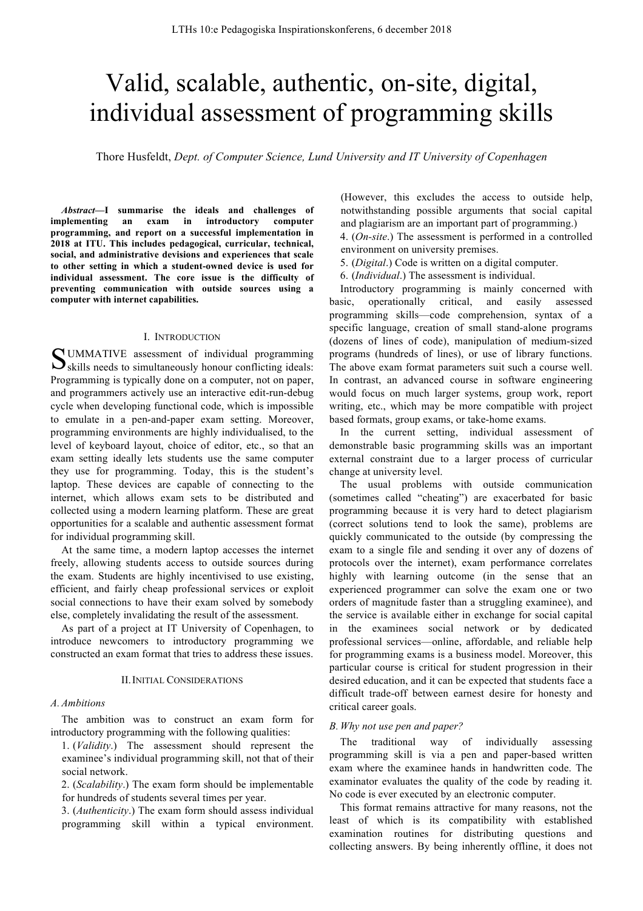# Valid, scalable, authentic, on-site, digital, individual assessment of programming skills

Thore Husfeldt, *Dept. of Computer Science, Lund University and IT University of Copenhagen*

***Abstract*—I summarise the ideals and challenges of implementing an exam in introductory computer programming, and report on a successful implementation in 2018 at ITU. This includes pedagogical, curricular, technical, social, and administrative devisions and experiences that scale to other setting in which a student-owned device is used for individual assessment. The core issue is the difficulty of preventing communication with outside sources using a computer with internet capabilities.**

## I. Introduction

SUMMATIVE assessment of individual programming skills needs to simultaneously honour conflicting ideals: Programming is typically done on a computer, not on paper, and programmers actively use an interactive edit-run-debug cycle when developing functional code, which is impossible to emulate in a pen-and-paper exam setting. Moreover, programming environments are highly individualised, to the level of keyboard layout, choice of editor, etc., so that an exam setting ideally lets students use the same computer they use for programming. Today, this is the student's laptop. These devices are capable of connecting to the internet, which allows exam sets to be distributed and collected using a modern learning platform. These are great opportunities for a scalable and authentic assessment format for individual programming skill.

At the same time, a modern laptop accesses the internet freely, allowing students access to outside sources during the exam. Students are highly incentivised to use existing, efficient, and fairly cheap professional services or exploit social connections to have their exam solved by somebody else, completely invalidating the result of the assessment.

As part of a project at IT University of Copenhagen, to introduce newcomers to introductory programming we constructed an exam format that tries to address these issues.

## II. Initial Considerations

### A. Ambitions

The ambition was to construct an exam form for introductory programming with the following qualities:

1. (*Validity*.) The assessment should represent the examinee's individual programming skill, not that of their social network.
2. (*Scalability*.) The exam form should be implementable for hundreds of students several times per year.
3. (*Authenticity*.) The exam form should assess individual programming skill within a typical environment. (However, this excludes the access to outside help, notwithstanding possible arguments that social capital and plagiarism are an important part of programming.)
4. (*On-site*.) The assessment is performed in a controlled environment on university premises.
5. (*Digital*.) Code is written on a digital computer.
6. (*Individual*.) The assessment is individual.

Introductory programming is mainly concerned with basic, operationally critical, and easily assessed programming skills—code comprehension, syntax of a specific language, creation of small stand-alone programs (dozens of lines of code), manipulation of medium-sized programs (hundreds of lines), or use of library functions. The above exam format parameters suit such a course well. In contrast, an advanced course in software engineering would focus on much larger systems, group work, report writing, etc., which may be more compatible with project based formats, group exams, or take-home exams.

In the current setting, individual assessment of demonstrable basic programming skills was an important external constraint due to a larger process of curricular change at university level.

The usual problems with outside communication (sometimes called "cheating") are exacerbated for basic programming because it is very hard to detect plagiarism (correct solutions tend to look the same), problems are quickly communicated to the outside (by compressing the exam to a single file and sending it over any of dozens of protocols over the internet), exam performance correlates highly with learning outcome (in the sense that an experienced programmer can solve the exam one or two orders of magnitude faster than a struggling examinee), and the service is available either in exchange for social capital in the examinees social network or by dedicated professional services—online, affordable, and reliable help for programming exams is a business model. Moreover, this particular course is critical for student progression in their desired education, and it can be expected that students face a difficult trade-off between earnest desire for honesty and critical career goals.

### B. Why not use pen and paper?

The traditional way of individually assessing programming skill is via a pen and paper-based written exam where the examinee hands in handwritten code. The examinator evaluates the quality of the code by reading it. No code is ever executed by an electronic computer.

This format remains attractive for many reasons, not the least of which is its compatibility with established examination routines for distributing questions and collecting answers. By being inherently offline, it does not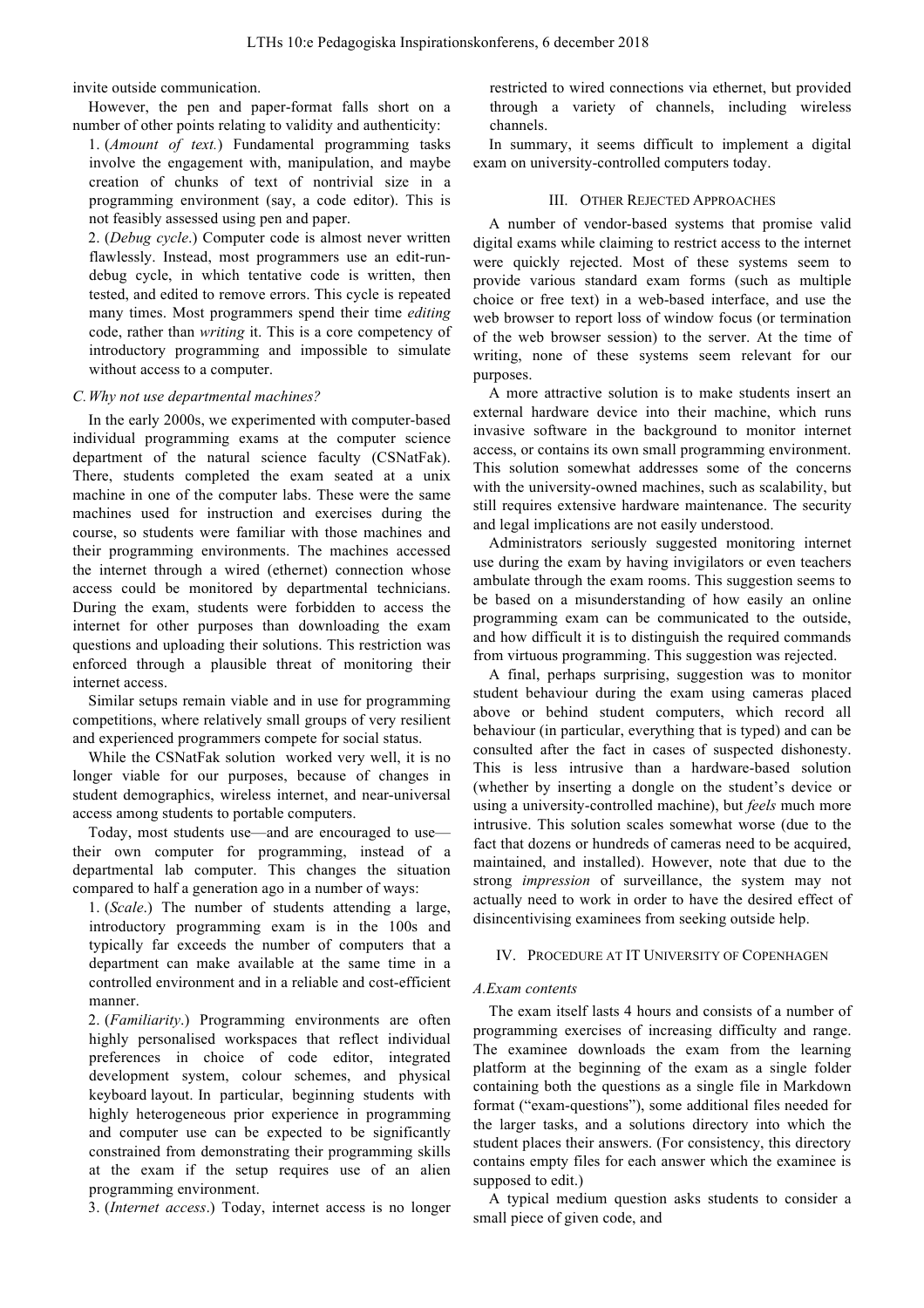invite outside communication.

However, the pen and paper-format falls short on a number of other points relating to validity and authenticity:

1. (*Amount of text.*) Fundamental programming tasks involve the engagement with, manipulation, and maybe creation of chunks of text of nontrivial size in a programming environment (say, a code editor). This is not feasibly assessed using pen and paper.
2. (*Debug cycle.*) Computer code is almost never written flawlessly. Instead, most programmers use an edit-run-debug cycle, in which tentative code is written, then tested, and edited to remove errors. This cycle is repeated many times. Most programmers spend their time *editing* code, rather than *writing* it. This is a core competency of introductory programming and impossible to simulate without access to a computer.

### C. Why not use departmental machines?

In the early 2000s, we experimented with computer-based individual programming exams at the computer science department of the natural science faculty (CSNatFak). There, students completed the exam seated at a unix machine in one of the computer labs. These were the same machines used for instruction and exercises during the course, so students were familiar with those machines and their programming environments. The machines accessed the internet through a wired (ethernet) connection whose access could be monitored by departmental technicians. During the exam, students were forbidden to access the internet for other purposes than downloading the exam questions and uploading their solutions. This restriction was enforced through a plausible threat of monitoring their internet access.

Similar setups remain viable and in use for programming competitions, where relatively small groups of very resilient and experienced programmers compete for social status.

While the CSNatFak solution worked very well, it is no longer viable for our purposes, because of changes in student demographics, wireless internet, and near-universal access among students to portable computers.

Today, most students use—and are encouraged to use—their own computer for programming, instead of a departmental lab computer. This changes the situation compared to half a generation ago in a number of ways:

1. (*Scale.*) The number of students attending a large, introductory programming exam is in the 100s and typically far exceeds the number of computers that a department can make available at the same time in a controlled environment and in a reliable and cost-efficient manner.
2. (*Familiarity.*) Programming environments are often highly personalised workspaces that reflect individual preferences in choice of code editor, integrated development system, colour schemes, and physical keyboard layout. In particular, beginning students with highly heterogeneous prior experience in programming and computer use can be expected to be significantly constrained from demonstrating their programming skills at the exam if the setup requires use of an alien programming environment.
3. (*Internet access.*) Today, internet access is no longer restricted to wired connections via ethernet, but provided through a variety of channels, including wireless channels.

In summary, it seems difficult to implement a digital exam on university-controlled computers today.

## III. Other Rejected Approaches

A number of vendor-based systems that promise valid digital exams while claiming to restrict access to the internet were quickly rejected. Most of these systems seem to provide various standard exam forms (such as multiple choice or free text) in a web-based interface, and use the web browser to report loss of window focus (or termination of the web browser session) to the server. At the time of writing, none of these systems seem relevant for our purposes.

A more attractive solution is to make students insert an external hardware device into their machine, which runs invasive software in the background to monitor internet access, or contains its own small programming environment. This solution somewhat addresses some of the concerns with the university-owned machines, such as scalability, but still requires extensive hardware maintenance. The security and legal implications are not easily understood.

Administrators seriously suggested monitoring internet use during the exam by having invigilators or even teachers ambulate through the exam rooms. This suggestion seems to be based on a misunderstanding of how easily an online programming exam can be communicated to the outside, and how difficult it is to distinguish the required commands from virtuous programming. This suggestion was rejected.

A final, perhaps surprising, suggestion was to monitor student behaviour during the exam using cameras placed above or behind student computers, which record all behaviour (in particular, everything that is typed) and can be consulted after the fact in cases of suspected dishonesty. This is less intrusive than a hardware-based solution (whether by inserting a dongle on the student's device or using a university-controlled machine), but *feels* much more intrusive. This solution scales somewhat worse (due to the fact that dozens or hundreds of cameras need to be acquired, maintained, and installed). However, note that due to the strong *impression* of surveillance, the system may not actually need to work in order to have the desired effect of disincentivising examinees from seeking outside help.

## IV. Procedure at IT University of Copenhagen

### A. Exam contents

The exam itself lasts 4 hours and consists of a number of programming exercises of increasing difficulty and range. The examinee downloads the exam from the learning platform at the beginning of the exam as a single folder containing both the questions as a single file in Markdown format ("exam-questions"), some additional files needed for the larger tasks, and a solutions directory into which the student places their answers. (For consistency, this directory contains empty files for each answer which the examinee is supposed to edit.)

A typical medium question asks students to consider a small piece of given code, and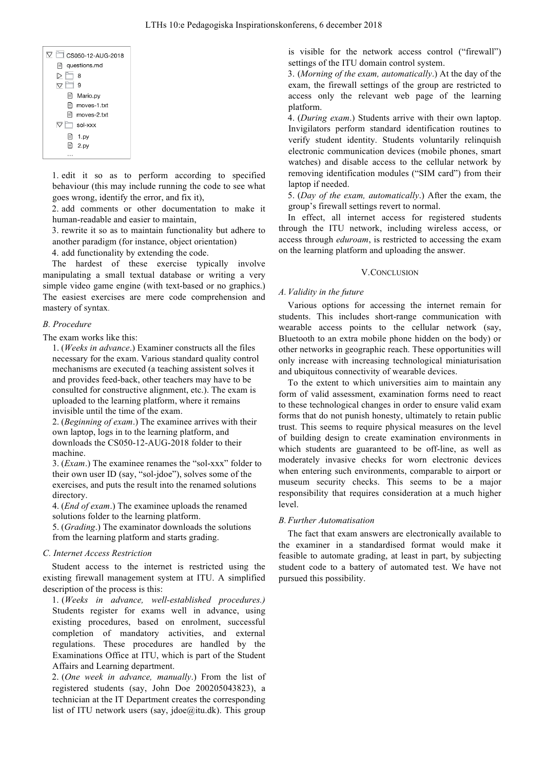```
CS050-12-AUG-2018
  questions.md
  8
  9
    Mario.py
    moves-1.txt
    moves-2.txt
  sol-xxx
    1.py
    2.py
    ...
```

1. edit it so as to perform according to specified behaviour (this may include running the code to see what goes wrong, identify the error, and fix it),
2. add comments or other documentation to make it human-readable and easier to maintain,
3. rewrite it so as to maintain functionality but adhere to another paradigm (for instance, object orientation)
4. add functionality by extending the code.

The hardest of these exercise typically involve manipulating a small textual database or writing a very simple video game engine (with text-based or no graphics.) The easiest exercises are mere code comprehension and mastery of syntax.

### *B. Procedure*

The exam works like this:

1. (*Weeks in advance*.) Examiner constructs all the files necessary for the exam. Various standard quality control mechanisms are executed (a teaching assistent solves it and provides feed-back, other teachers may have to be consulted for constructive alignment, etc.). The exam is uploaded to the learning platform, where it remains invisible until the time of the exam.
2. (*Beginning of exam*.) The examinee arrives with their own laptop, logs in to the learning platform, and downloads the CS050-12-AUG-2018 folder to their machine.
3. (*Exam*.) The examinee renames the "sol-xxx" folder to their own user ID (say, "sol-jdoe"), solves some of the exercises, and puts the result into the renamed solutions directory.
4. (*End of exam*.) The examinee uploads the renamed solutions folder to the learning platform.
5. (*Grading*.) The examinator downloads the solutions from the learning platform and starts grading.

### *C. Internet Access Restriction*

Student access to the internet is restricted using the existing firewall management system at ITU. A simplified description of the process is this:

1. (*Weeks in advance, well-established procedures.*) Students register for exams well in advance, using existing procedures, based on enrolment, successful completion of mandatory activities, and external regulations. These procedures are handled by the Examinations Office at ITU, which is part of the Student Affairs and Learning department.
2. (*One week in advance, manually*.) From the list of registered students (say, John Doe 200205043823), a technician at the IT Department creates the corresponding list of ITU network users (say, jdoe@itu.dk). This group is visible for the network access control ("firewall") settings of the ITU domain control system.
3. (*Morning of the exam, automatically*.) At the day of the exam, the firewall settings of the group are restricted to access only the relevant web page of the learning platform.
4. (*During exam*.) Students arrive with their own laptop. Invigilators perform standard identification routines to verify student identity. Students voluntarily relinquish electronic communication devices (mobile phones, smart watches) and disable access to the cellular network by removing identification modules ("SIM card") from their laptop if needed.
5. (*Day of the exam, automatically*.) After the exam, the group's firewall settings revert to normal.

In effect, all internet access for registered students through the ITU network, including wireless access, or access through *eduroam*, is restricted to accessing the exam on the learning platform and uploading the answer.

## V. Conclusion

### *A. Validity in the future*

Various options for accessing the internet remain for students. This includes short-range communication with wearable access points to the cellular network (say, Bluetooth to an extra mobile phone hidden on the body) or other networks in geographic reach. These opportunities will only increase with increasing technological miniaturisation and ubiquitous connectivity of wearable devices.

To the extent to which universities aim to maintain any form of valid assessment, examination forms need to react to these technological changes in order to ensure valid exam forms that do not punish honesty, ultimately to retain public trust. This seems to require physical measures on the level of building design to create examination environments in which students are guaranteed to be off-line, as well as moderately invasive checks for worn electronic devices when entering such environments, comparable to airport or museum security checks. This seems to be a major responsibility that requires consideration at a much higher level.

### *B. Further Automatisation*

The fact that exam answers are electronically available to the examiner in a standardised format would make it feasible to automate grading, at least in part, by subjecting student code to a battery of automated test. We have not pursued this possibility.